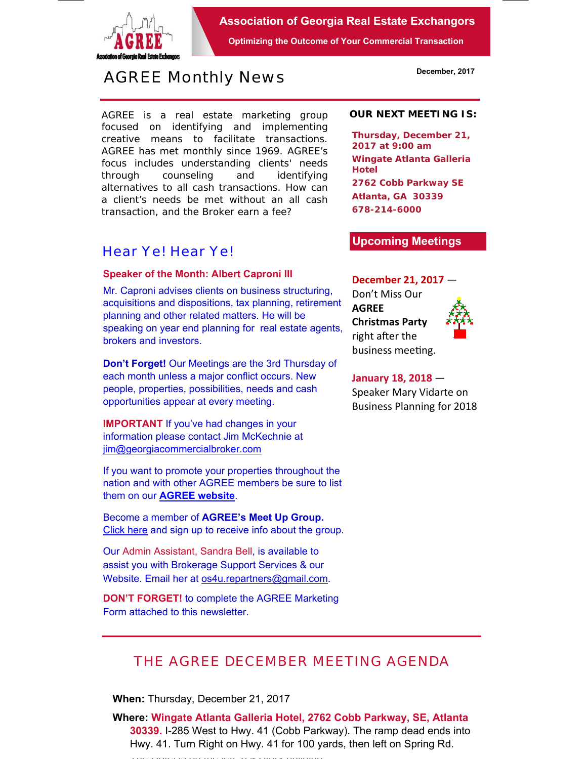Association of Georgia Real Estate Exchangors

Optimizing the Outcome of Your Commercial Transaction

# AGREE Monthly News

December, 2017

AGREE is a real estate marketing group focused on identifying and implementing creative means to facilitate transactions. AGREE has met monthly since 1969. AGREE's focus includes understanding clients' needs through counseling and identifying alternatives to all cash transactions. How can a client's needs be met without an all cash transaction, and the Broker earn a fee?

## Hear Ye! Hear Ye!

**Speaker of the Month: Albert Caproni III**

Mr. Caproni advises clients on business structuring, acquisitions and dispositions, tax planning, retirement planning and other related matters. He will be speaking on year end planning for real estate agents, brokers and investors.

**Don't Forget!** Our Meetings are the 3rd Thursday of each month unless a major conflict occurs. New people, properties, possibilities, needs and cash opportunities appear at every meeting.

**IMPORTANT** If you've had changes in your information please contact Jim McKechnie at jim@georgiacommercialbroker.com

If you want to promote your properties throughout the nation and with other AGREE members be sure to list them on our **AGREE website**.

Become a member of **AGREE's Meet Up Group.** Click here and sign up to receive info about the group.

Our Admin Assistant, Sandra Bell, is available to assist you with Brokerage Support Services & our Website. Email her at os4u.repartners@gmail.com.

**DON'T FORGET!** to complete the AGREE Marketing Form attached to this newsletter.

**OUR NEXT MEETING IS:**

**Thursday, December 21, 2017 at 9:00 am**
**Wingate Atlanta Galleria Hotel**
**2762 Cobb Parkway SE**
**Atlanta, GA 30339**
**678-214-6000**

## Upcoming Meetings

**December 21, 2017** — Don't Miss Our **AGREE Christmas Party** right after the business meeting.

**January 18, 2018** — Speaker Mary Vidarte on Business Planning for 2018

## THE AGREE DECEMBER MEETING AGENDA

**When:** Thursday, December 21, 2017

**Where:** **Wingate Atlanta Galleria Hotel, 2762 Cobb Parkway, SE, Atlanta 30339.** I-285 West to Hwy. 41 (Cobb Parkway). The ramp dead ends into Hwy. 41. Turn Right on Hwy. 41 for 100 yards, then left on Spring Rd.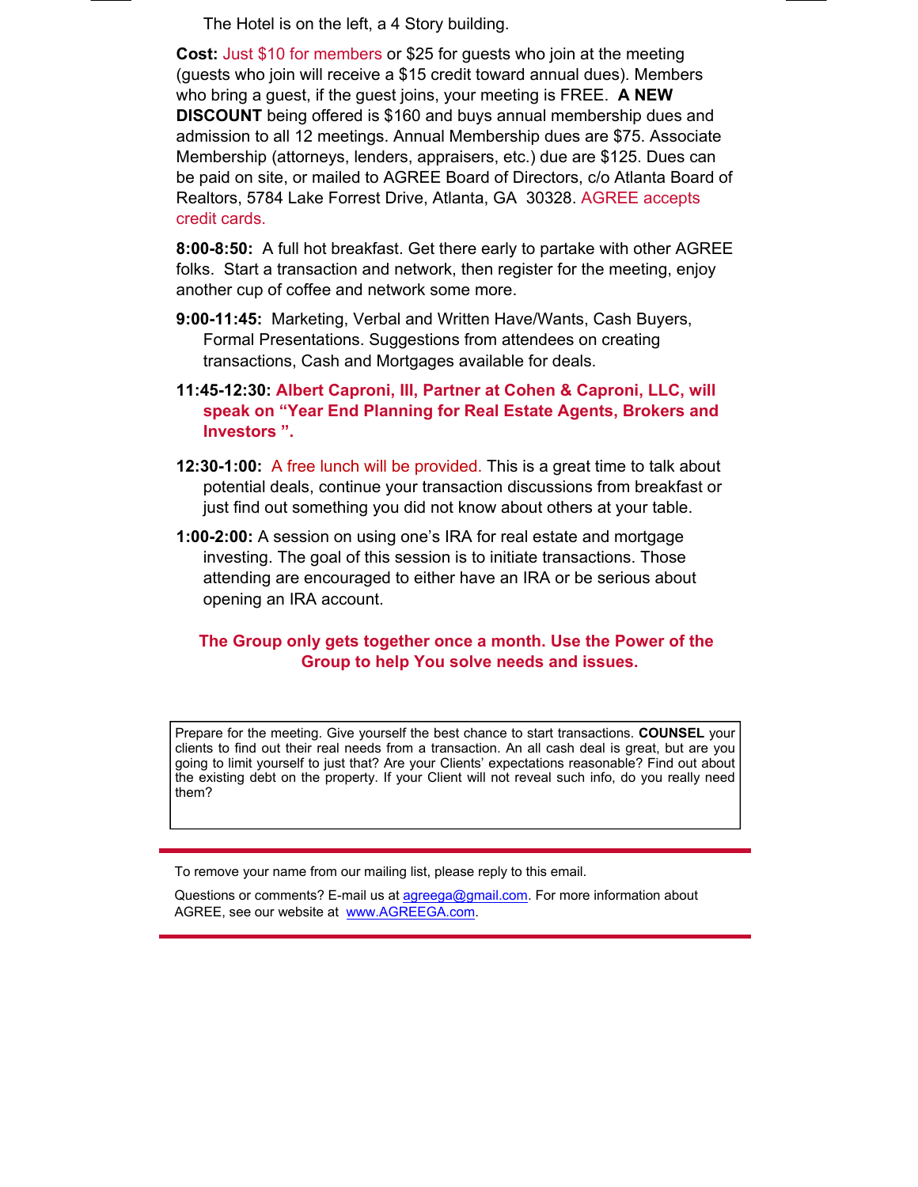The Hotel is on the left, a 4 Story building.

**Cost:** Just $10 for members or $25 for guests who join at the meeting (guests who join will receive a $15 credit toward annual dues). Members who bring a guest, if the guest joins, your meeting is FREE. **A NEW DISCOUNT** being offered is $160 and buys annual membership dues and admission to all 12 meetings. Annual Membership dues are $75. Associate Membership (attorneys, lenders, appraisers, etc.) due are $125. Dues can be paid on site, or mailed to AGREE Board of Directors, c/o Atlanta Board of Realtors, 5784 Lake Forrest Drive, Atlanta, GA 30328. AGREE accepts credit cards.

**8:00-8:50:** A full hot breakfast. Get there early to partake with other AGREE folks. Start a transaction and network, then register for the meeting, enjoy another cup of coffee and network some more.

**9:00-11:45:** Marketing, Verbal and Written Have/Wants, Cash Buyers, Formal Presentations. Suggestions from attendees on creating transactions, Cash and Mortgages available for deals.

**11:45-12:30: Albert Caproni, III, Partner at Cohen & Caproni, LLC, will speak on "Year End Planning for Real Estate Agents, Brokers and Investors ".**

**12:30-1:00:** A free lunch will be provided. This is a great time to talk about potential deals, continue your transaction discussions from breakfast or just find out something you did not know about others at your table.

**1:00-2:00:** A session on using one's IRA for real estate and mortgage investing. The goal of this session is to initiate transactions. Those attending are encouraged to either have an IRA or be serious about opening an IRA account.

**The Group only gets together once a month. Use the Power of the Group to help You solve needs and issues.**

Prepare for the meeting. Give yourself the best chance to start transactions. **COUNSEL** your clients to find out their real needs from a transaction. An all cash deal is great, but are you going to limit yourself to just that? Are your Clients' expectations reasonable? Find out about the existing debt on the property. If your Client will not reveal such info, do you really need them?

---

To remove your name from our mailing list, please reply to this email.

Questions or comments? E-mail us at agreega@gmail.com. For more information about AGREE, see our website at www.AGREEGA.com.

---